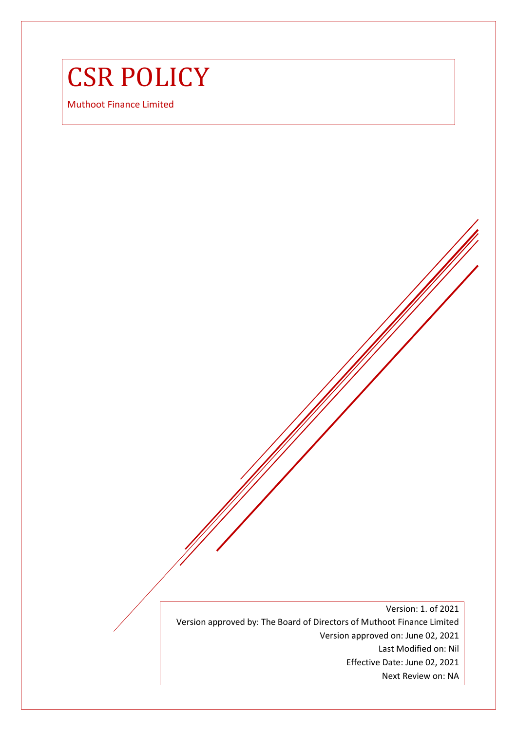# CSR POLICY

Muthoot Finance Limited

Version: 1. of 2021

Version approved by: The Board of Directors of Muthoot Finance Limited

Version approved on: June 02, 2021

Last Modified on: Nil

Effective Date: June 02, 2021

Next Review on: NA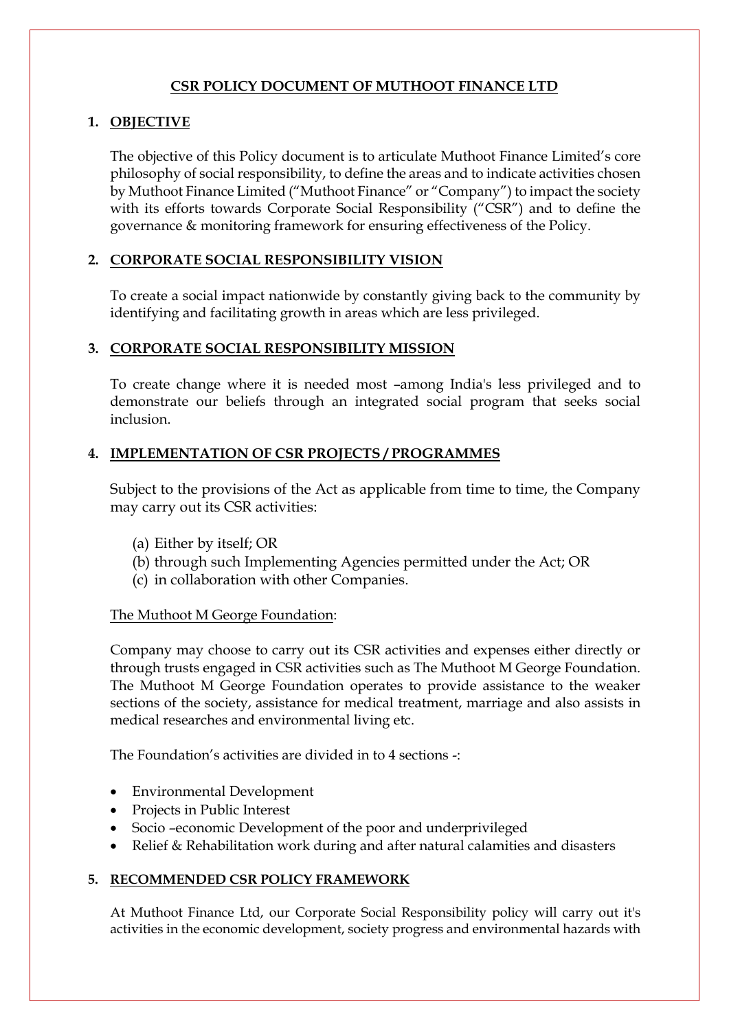# CSR POLICY DOCUMENT OF MUTHOOT FINANCE LTD

## 1. OBJECTIVE

The objective of this Policy document is to articulate Muthoot Finance Limited's core philosophy of social responsibility, to define the areas and to indicate activities chosen by Muthoot Finance Limited ("Muthoot Finance" or "Company") to impact the society with its efforts towards Corporate Social Responsibility ("CSR") and to define the governance & monitoring framework for ensuring effectiveness of the Policy.

## 2. CORPORATE SOCIAL RESPONSIBILITY VISION

To create a social impact nationwide by constantly giving back to the community by identifying and facilitating growth in areas which are less privileged.

## 3. CORPORATE SOCIAL RESPONSIBILITY MISSION

To create change where it is needed most –among India's less privileged and to demonstrate our beliefs through an integrated social program that seeks social inclusion.

## 4. IMPLEMENTATION OF CSR PROJECTS / PROGRAMMES

Subject to the provisions of the Act as applicable from time to time, the Company may carry out its CSR activities:

(a) Either by itself; OR
(b) through such Implementing Agencies permitted under the Act; OR
(c) in collaboration with other Companies.

The Muthoot M George Foundation:

Company may choose to carry out its CSR activities and expenses either directly or through trusts engaged in CSR activities such as The Muthoot M George Foundation. The Muthoot M George Foundation operates to provide assistance to the weaker sections of the society, assistance for medical treatment, marriage and also assists in medical researches and environmental living etc.

The Foundation's activities are divided in to 4 sections -:

- Environmental Development
- Projects in Public Interest
- Socio –economic Development of the poor and underprivileged
- Relief & Rehabilitation work during and after natural calamities and disasters

## 5. RECOMMENDED CSR POLICY FRAMEWORK

At Muthoot Finance Ltd, our Corporate Social Responsibility policy will carry out it's activities in the economic development, society progress and environmental hazards with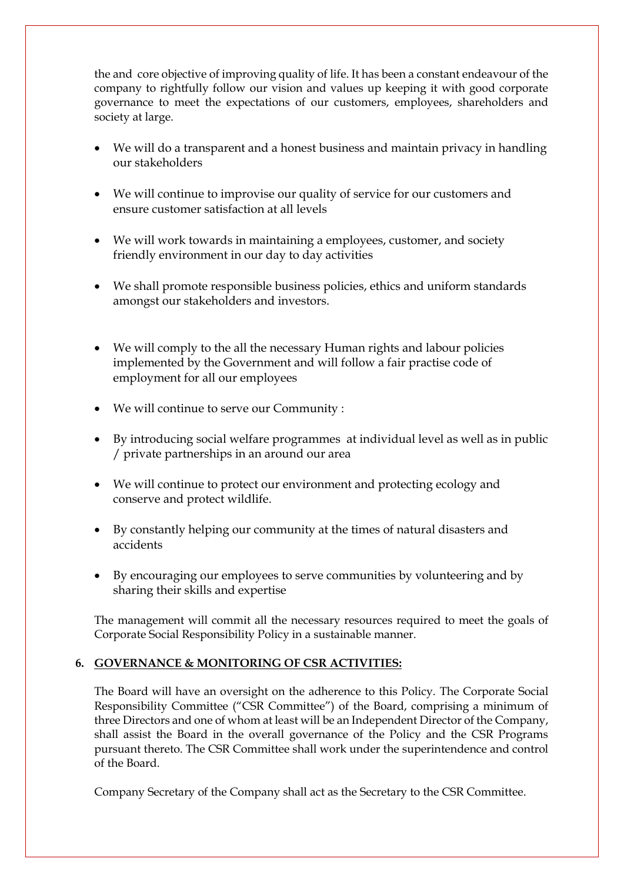the and core objective of improving quality of life. It has been a constant endeavour of the company to rightfully follow our vision and values up keeping it with good corporate governance to meet the expectations of our customers, employees, shareholders and society at large.

- We will do a transparent and a honest business and maintain privacy in handling our stakeholders
- We will continue to improvise our quality of service for our customers and ensure customer satisfaction at all levels
- We will work towards in maintaining a employees, customer, and society friendly environment in our day to day activities
- We shall promote responsible business policies, ethics and uniform standards amongst our stakeholders and investors.
- We will comply to the all the necessary Human rights and labour policies implemented by the Government and will follow a fair practise code of employment for all our employees
- We will continue to serve our Community :
- By introducing social welfare programmes at individual level as well as in public / private partnerships in an around our area
- We will continue to protect our environment and protecting ecology and conserve and protect wildlife.
- By constantly helping our community at the times of natural disasters and accidents
- By encouraging our employees to serve communities by volunteering and by sharing their skills and expertise

The management will commit all the necessary resources required to meet the goals of Corporate Social Responsibility Policy in a sustainable manner.

## 6. GOVERNANCE & MONITORING OF CSR ACTIVITIES:

The Board will have an oversight on the adherence to this Policy. The Corporate Social Responsibility Committee ("CSR Committee") of the Board, comprising a minimum of three Directors and one of whom at least will be an Independent Director of the Company, shall assist the Board in the overall governance of the Policy and the CSR Programs pursuant thereto. The CSR Committee shall work under the superintendence and control of the Board.

Company Secretary of the Company shall act as the Secretary to the CSR Committee.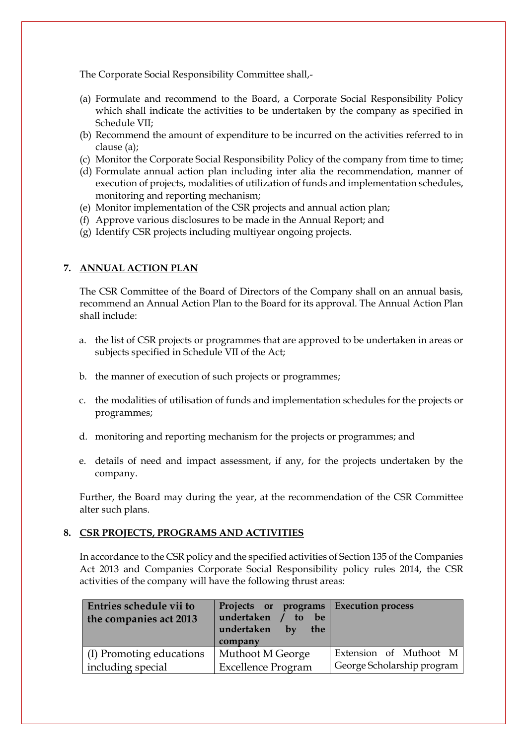The Corporate Social Responsibility Committee shall,-

(a) Formulate and recommend to the Board, a Corporate Social Responsibility Policy which shall indicate the activities to be undertaken by the company as specified in Schedule VII;
(b) Recommend the amount of expenditure to be incurred on the activities referred to in clause (a);
(c) Monitor the Corporate Social Responsibility Policy of the company from time to time;
(d) Formulate annual action plan including inter alia the recommendation, manner of execution of projects, modalities of utilization of funds and implementation schedules, monitoring and reporting mechanism;
(e) Monitor implementation of the CSR projects and annual action plan;
(f) Approve various disclosures to be made in the Annual Report; and
(g) Identify CSR projects including multiyear ongoing projects.

## 7. ANNUAL ACTION PLAN

The CSR Committee of the Board of Directors of the Company shall on an annual basis, recommend an Annual Action Plan to the Board for its approval. The Annual Action Plan shall include:

a. the list of CSR projects or programmes that are approved to be undertaken in areas or subjects specified in Schedule VII of the Act;

b. the manner of execution of such projects or programmes;

c. the modalities of utilisation of funds and implementation schedules for the projects or programmes;

d. monitoring and reporting mechanism for the projects or programmes; and

e. details of need and impact assessment, if any, for the projects undertaken by the company.

Further, the Board may during the year, at the recommendation of the CSR Committee alter such plans.

## 8. CSR PROJECTS, PROGRAMS AND ACTIVITIES

In accordance to the CSR policy and the specified activities of Section 135 of the Companies Act 2013 and Companies Corporate Social Responsibility policy rules 2014, the CSR activities of the company will have the following thrust areas:

| Entries schedule vii to the companies act 2013 | Projects or programs undertaken / to be undertaken by the company | Execution process |
|---|---|---|
| (I) Promoting educations including special | Muthoot M George Excellence Program | Extension of Muthoot M George Scholarship program |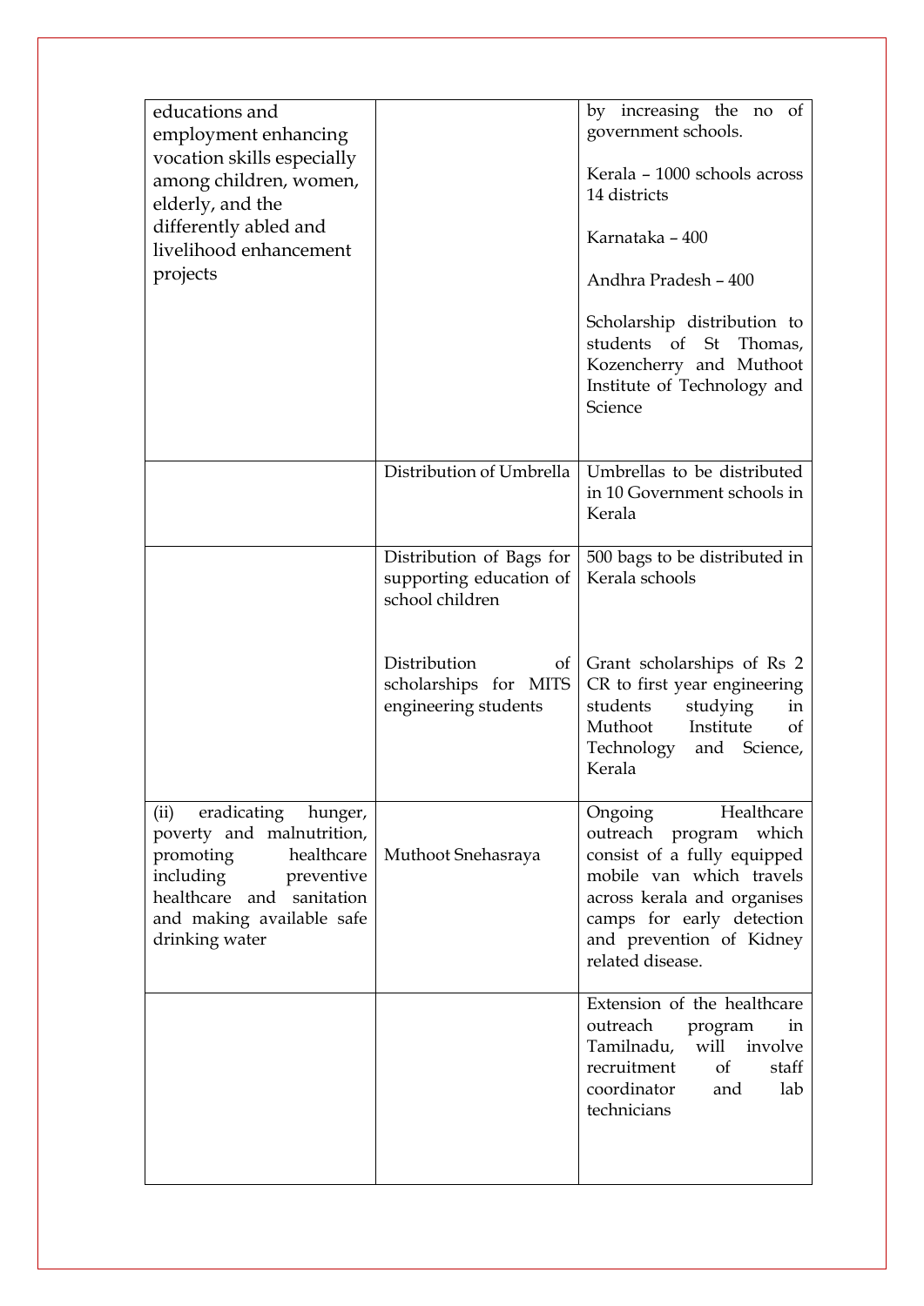| | | |
|---|---|---|
| educations and employment enhancing vocation skills especially among children, women, elderly, and the differently abled and livelihood enhancement projects | | by increasing the no of government schools.<br><br>Kerala – 1000 schools across 14 districts<br><br>Karnataka – 400<br><br>Andhra Pradesh – 400<br><br>Scholarship distribution to students of St Thomas, Kozencherry and Muthoot Institute of Technology and Science |
| | Distribution of Umbrella | Umbrellas to be distributed in 10 Government schools in Kerala |
| | Distribution of Bags for supporting education of school children<br><br>Distribution of scholarships for MITS engineering students | 500 bags to be distributed in Kerala schools<br><br>Grant scholarships of Rs 2 CR to first year engineering students studying in Muthoot Institute of Technology and Science, Kerala |
| (ii) eradicating hunger, poverty and malnutrition, promoting healthcare including preventive healthcare and sanitation and making available safe drinking water | Muthoot Snehasraya | Ongoing Healthcare outreach program which consist of a fully equipped mobile van which travels across kerala and organises camps for early detection and prevention of Kidney related disease. |
| | | Extension of the healthcare outreach program in Tamilnadu, will involve recruitment of staff coordinator and lab technicians |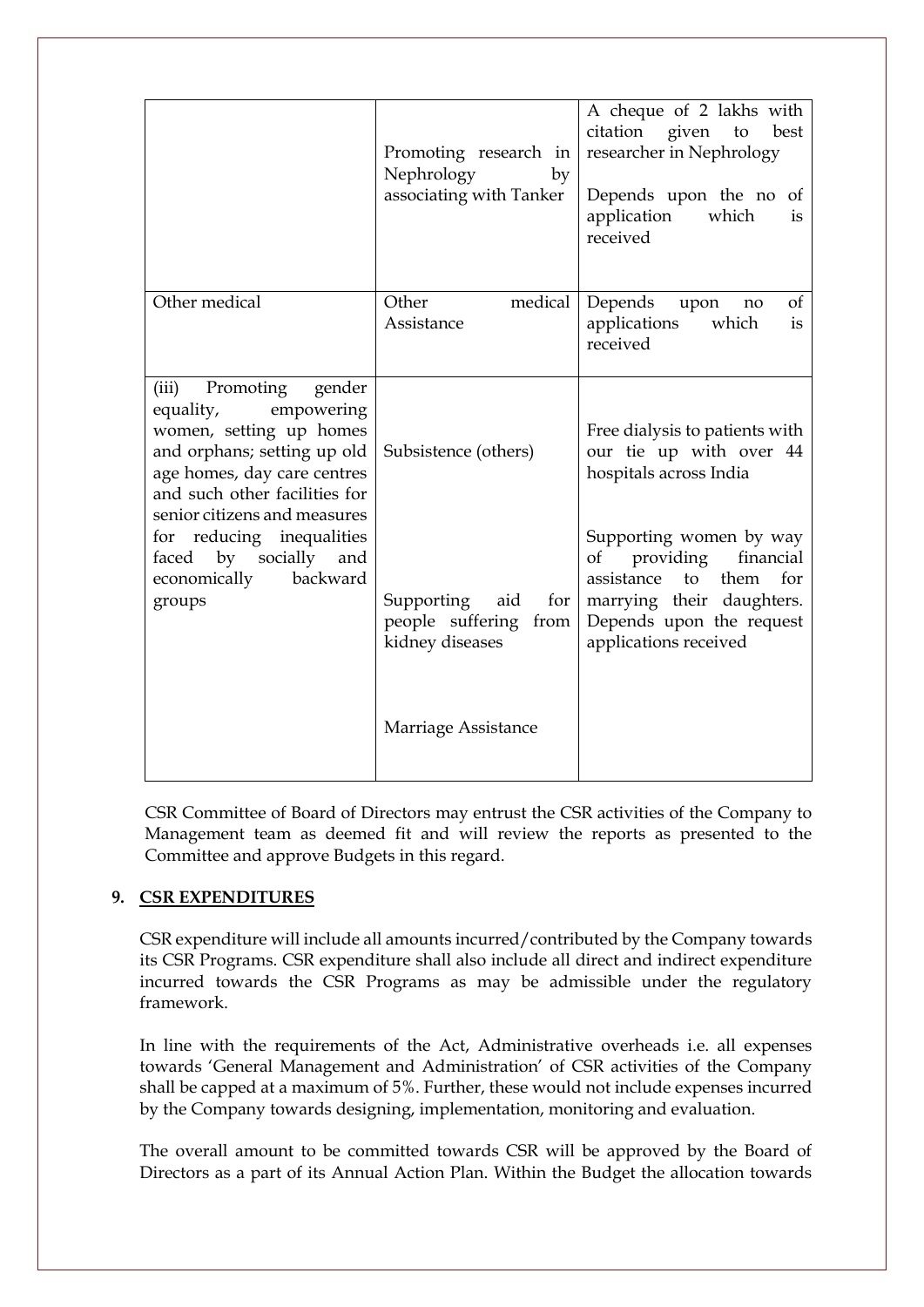| | | |
|---|---|---|
| | Promoting research in Nephrology by associating with Tanker | A cheque of 2 lakhs with citation given to best researcher in Nephrology<br><br>Depends upon the no of application which is received |
| Other medical | Other medical Assistance | Depends upon no of applications which is received |
| (iii) Promoting gender equality, empowering women, setting up homes and orphans; setting up old age homes, day care centres and such other facilities for senior citizens and measures for reducing inequalities faced by socially and economically backward groups | Subsistence (others)<br><br>Supporting aid for people suffering from kidney diseases<br><br>Marriage Assistance | Free dialysis to patients with our tie up with over 44 hospitals across India<br><br>Supporting women by way of providing financial assistance to them for marrying their daughters. Depends upon the request applications received |

CSR Committee of Board of Directors may entrust the CSR activities of the Company to Management team as deemed fit and will review the reports as presented to the Committee and approve Budgets in this regard.

## 9. CSR EXPENDITURES

CSR expenditure will include all amounts incurred/contributed by the Company towards its CSR Programs. CSR expenditure shall also include all direct and indirect expenditure incurred towards the CSR Programs as may be admissible under the regulatory framework.

In line with the requirements of the Act, Administrative overheads i.e. all expenses towards 'General Management and Administration' of CSR activities of the Company shall be capped at a maximum of 5%. Further, these would not include expenses incurred by the Company towards designing, implementation, monitoring and evaluation.

The overall amount to be committed towards CSR will be approved by the Board of Directors as a part of its Annual Action Plan. Within the Budget the allocation towards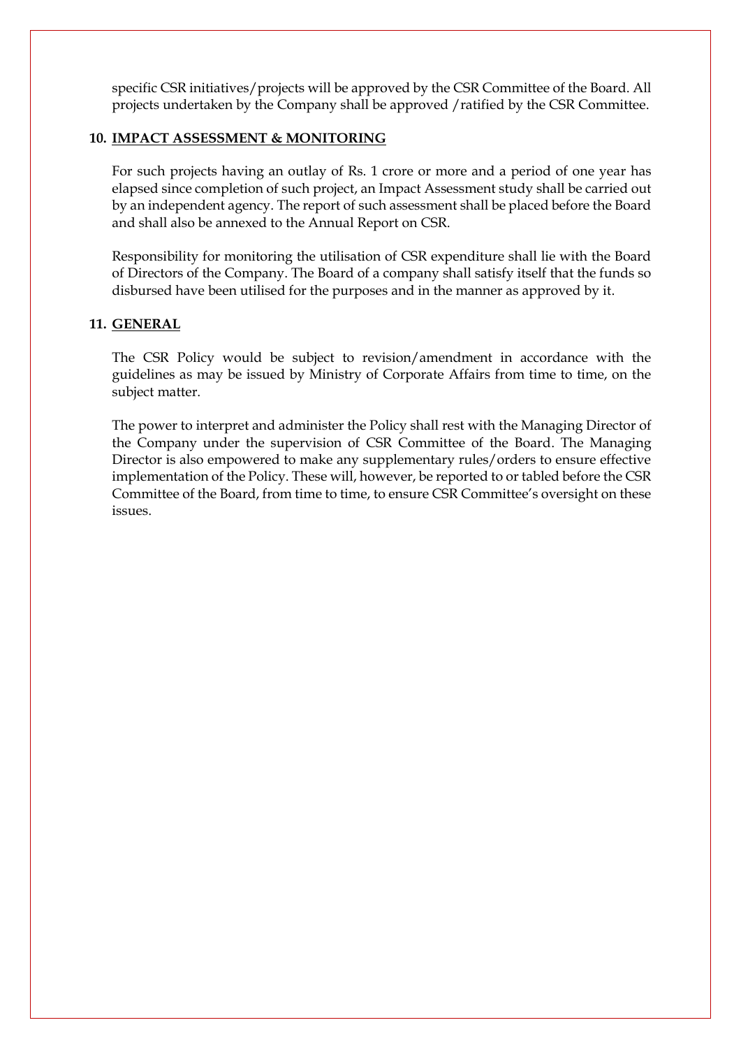specific CSR initiatives/projects will be approved by the CSR Committee of the Board. All projects undertaken by the Company shall be approved /ratified by the CSR Committee.

## 10. IMPACT ASSESSMENT & MONITORING

For such projects having an outlay of Rs. 1 crore or more and a period of one year has elapsed since completion of such project, an Impact Assessment study shall be carried out by an independent agency. The report of such assessment shall be placed before the Board and shall also be annexed to the Annual Report on CSR.

Responsibility for monitoring the utilisation of CSR expenditure shall lie with the Board of Directors of the Company. The Board of a company shall satisfy itself that the funds so disbursed have been utilised for the purposes and in the manner as approved by it.

## 11. GENERAL

The CSR Policy would be subject to revision/amendment in accordance with the guidelines as may be issued by Ministry of Corporate Affairs from time to time, on the subject matter.

The power to interpret and administer the Policy shall rest with the Managing Director of the Company under the supervision of CSR Committee of the Board. The Managing Director is also empowered to make any supplementary rules/orders to ensure effective implementation of the Policy. These will, however, be reported to or tabled before the CSR Committee of the Board, from time to time, to ensure CSR Committee's oversight on these issues.